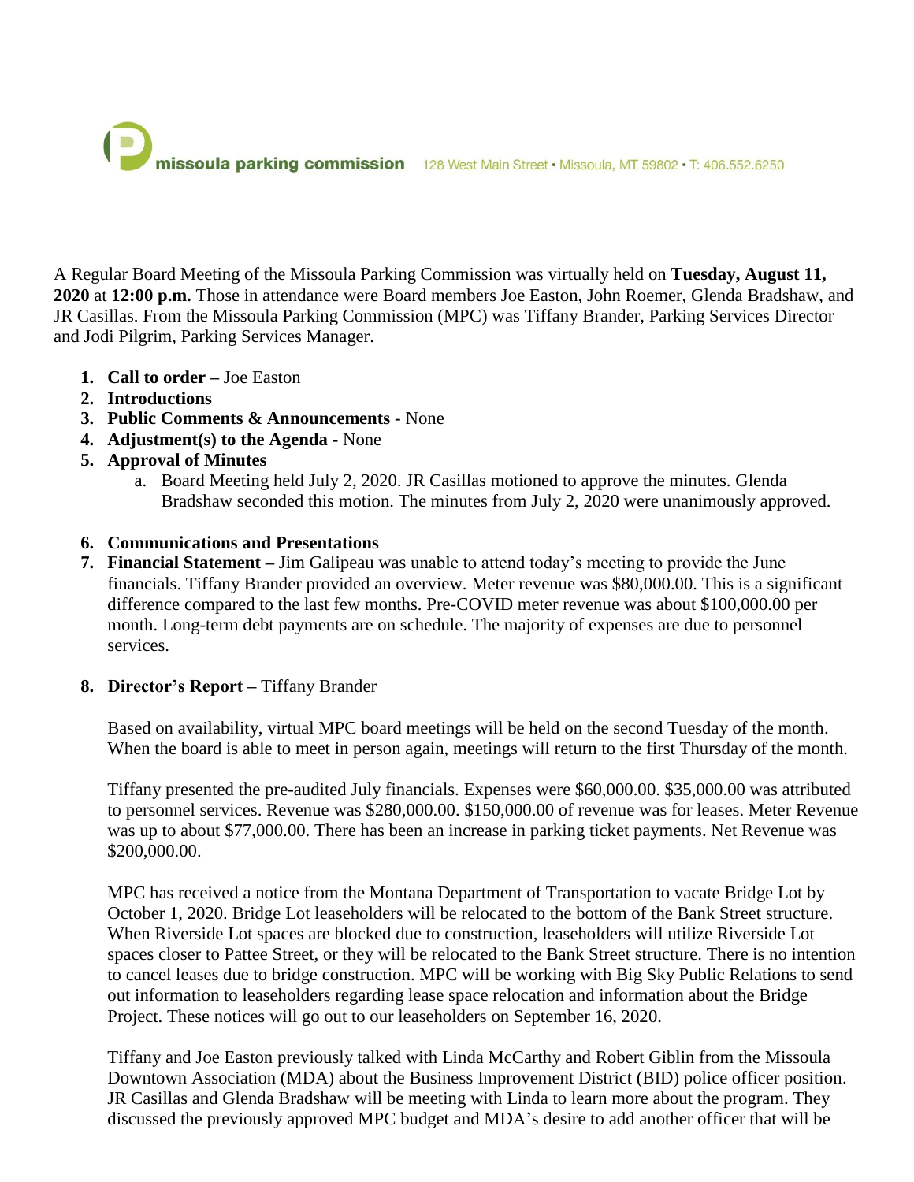missoula parking commission 128 West Main Street • Missoula, MT 59802 • T: 406.552.6250

A Regular Board Meeting of the Missoula Parking Commission was virtually held on **Tuesday, August 11, 2020** at **12:00 p.m.** Those in attendance were Board members Joe Easton, John Roemer, Glenda Bradshaw, and JR Casillas. From the Missoula Parking Commission (MPC) was Tiffany Brander, Parking Services Director and Jodi Pilgrim, Parking Services Manager.

1. **Call to order –** Joe Easton
2. **Introductions**
3. **Public Comments & Announcements** - None
4. **Adjustment(s) to the Agenda** - None
5. **Approval of Minutes**
   a. Board Meeting held July 2, 2020. JR Casillas motioned to approve the minutes. Glenda Bradshaw seconded this motion. The minutes from July 2, 2020 were unanimously approved.
6. **Communications and Presentations**
7. **Financial Statement –** Jim Galipeau was unable to attend today's meeting to provide the June financials. Tiffany Brander provided an overview. Meter revenue was $80,000.00. This is a significant difference compared to the last few months. Pre-COVID meter revenue was about $100,000.00 per month. Long-term debt payments are on schedule. The majority of expenses are due to personnel services.
8. **Director's Report –** Tiffany Brander

   Based on availability, virtual MPC board meetings will be held on the second Tuesday of the month. When the board is able to meet in person again, meetings will return to the first Thursday of the month.

   Tiffany presented the pre-audited July financials. Expenses were $60,000.00. $35,000.00 was attributed to personnel services. Revenue was $280,000.00. $150,000.00 of revenue was for leases. Meter Revenue was up to about $77,000.00. There has been an increase in parking ticket payments. Net Revenue was $200,000.00.

   MPC has received a notice from the Montana Department of Transportation to vacate Bridge Lot by October 1, 2020. Bridge Lot leaseholders will be relocated to the bottom of the Bank Street structure. When Riverside Lot spaces are blocked due to construction, leaseholders will utilize Riverside Lot spaces closer to Pattee Street, or they will be relocated to the Bank Street structure. There is no intention to cancel leases due to bridge construction. MPC will be working with Big Sky Public Relations to send out information to leaseholders regarding lease space relocation and information about the Bridge Project. These notices will go out to our leaseholders on September 16, 2020.

   Tiffany and Joe Easton previously talked with Linda McCarthy and Robert Giblin from the Missoula Downtown Association (MDA) about the Business Improvement District (BID) police officer position. JR Casillas and Glenda Bradshaw will be meeting with Linda to learn more about the program. They discussed the previously approved MPC budget and MDA's desire to add another officer that will be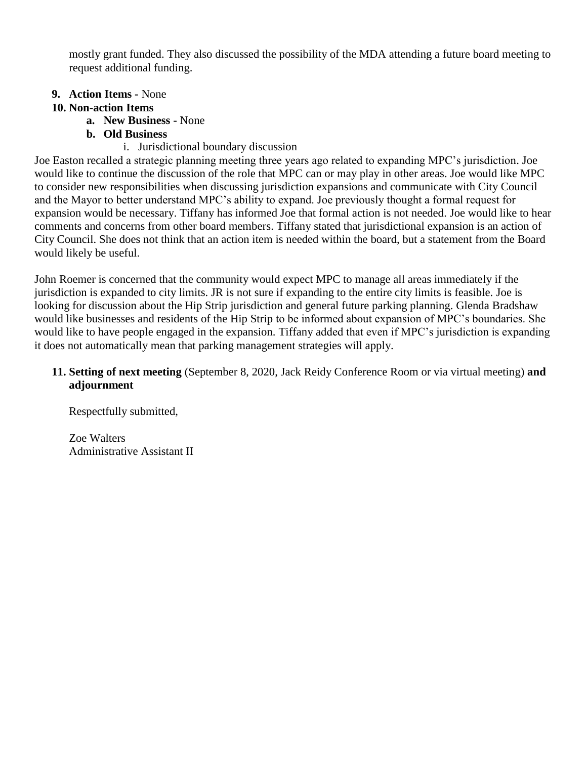mostly grant funded. They also discussed the possibility of the MDA attending a future board meeting to request additional funding.

9. **Action Items -** None
10. **Non-action Items**
    a. **New Business -** None
    b. **Old Business**
        i. Jurisdictional boundary discussion

Joe Easton recalled a strategic planning meeting three years ago related to expanding MPC's jurisdiction. Joe would like to continue the discussion of the role that MPC can or may play in other areas. Joe would like MPC to consider new responsibilities when discussing jurisdiction expansions and communicate with City Council and the Mayor to better understand MPC's ability to expand. Joe previously thought a formal request for expansion would be necessary. Tiffany has informed Joe that formal action is not needed. Joe would like to hear comments and concerns from other board members. Tiffany stated that jurisdictional expansion is an action of City Council. She does not think that an action item is needed within the board, but a statement from the Board would likely be useful.

John Roemer is concerned that the community would expect MPC to manage all areas immediately if the jurisdiction is expanded to city limits. JR is not sure if expanding to the entire city limits is feasible. Joe is looking for discussion about the Hip Strip jurisdiction and general future parking planning. Glenda Bradshaw would like businesses and residents of the Hip Strip to be informed about expansion of MPC's boundaries. She would like to have people engaged in the expansion. Tiffany added that even if MPC's jurisdiction is expanding it does not automatically mean that parking management strategies will apply.

11. **Setting of next meeting** (September 8, 2020, Jack Reidy Conference Room or via virtual meeting) **and adjournment**

Respectfully submitted,

Zoe Walters
Administrative Assistant II